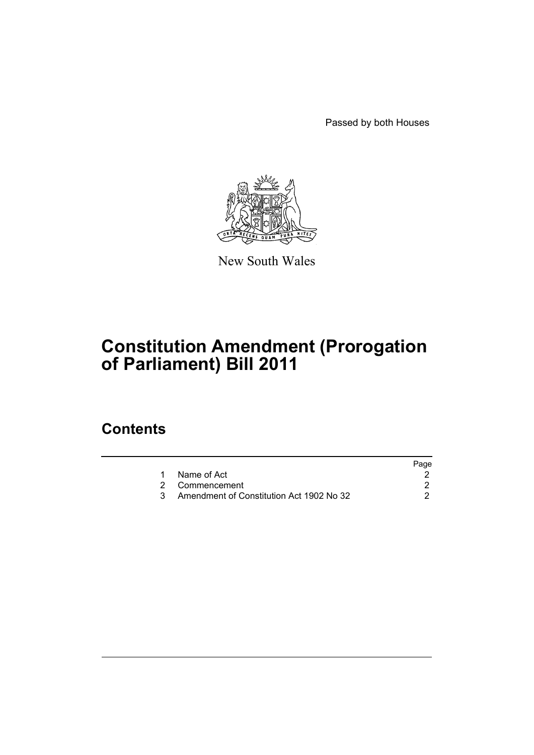Passed by both Houses

New South Wales

# Constitution Amendment (Prorogation of Parliament) Bill 2011

## Contents

| | | Page |
|---|---|---|
| 1 | Name of Act | 2 |
| 2 | Commencement | 2 |
| 3 | Amendment of Constitution Act 1902 No 32 | 2 |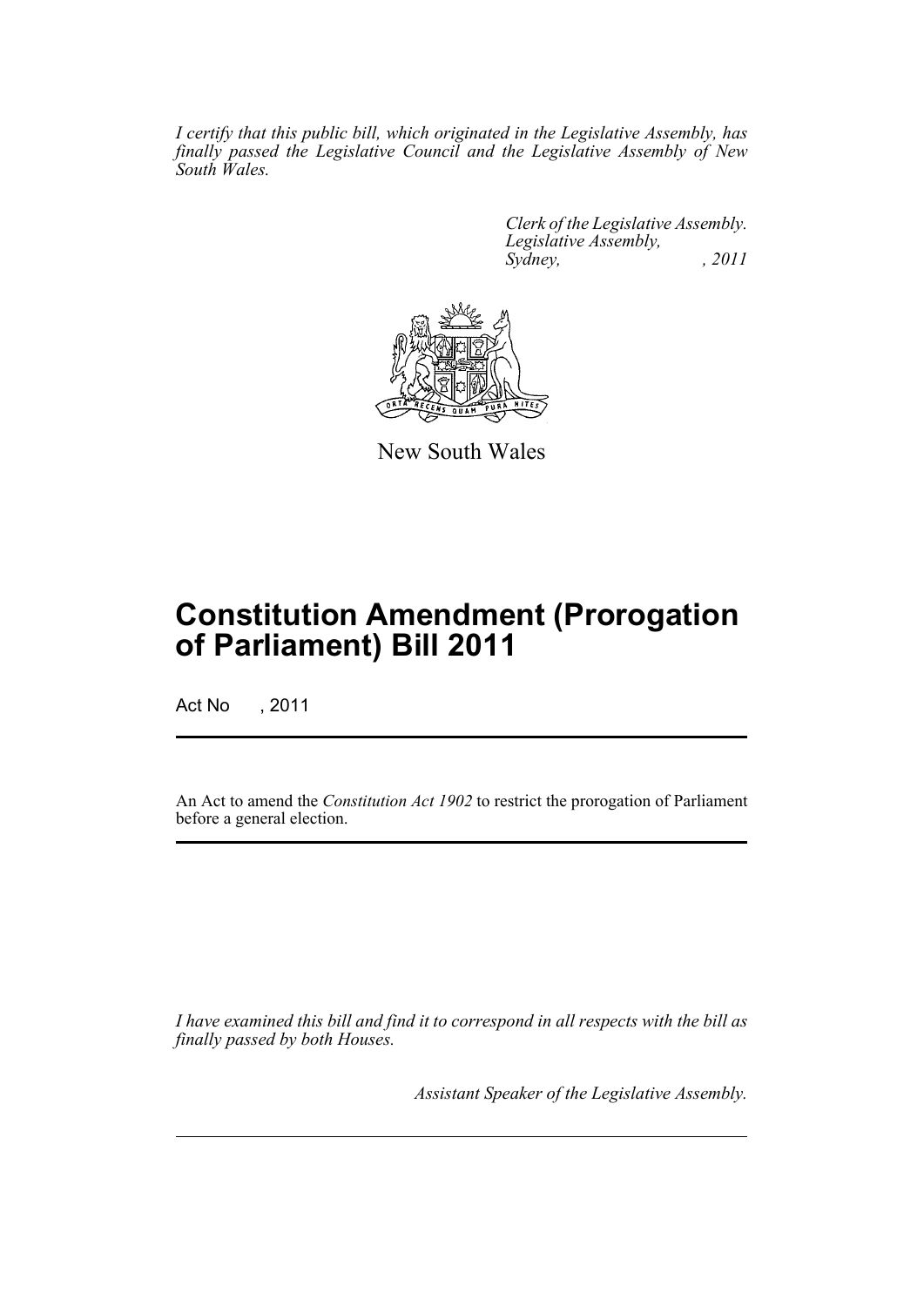*I certify that this public bill, which originated in the Legislative Assembly, has finally passed the Legislative Council and the Legislative Assembly of New South Wales.*

*Clerk of the Legislative Assembly.*
*Legislative Assembly,*
*Sydney, , 2011*

New South Wales

# Constitution Amendment (Prorogation of Parliament) Bill 2011

Act No , 2011

An Act to amend the *Constitution Act 1902* to restrict the prorogation of Parliament before a general election.

*I have examined this bill and find it to correspond in all respects with the bill as finally passed by both Houses.*

*Assistant Speaker of the Legislative Assembly.*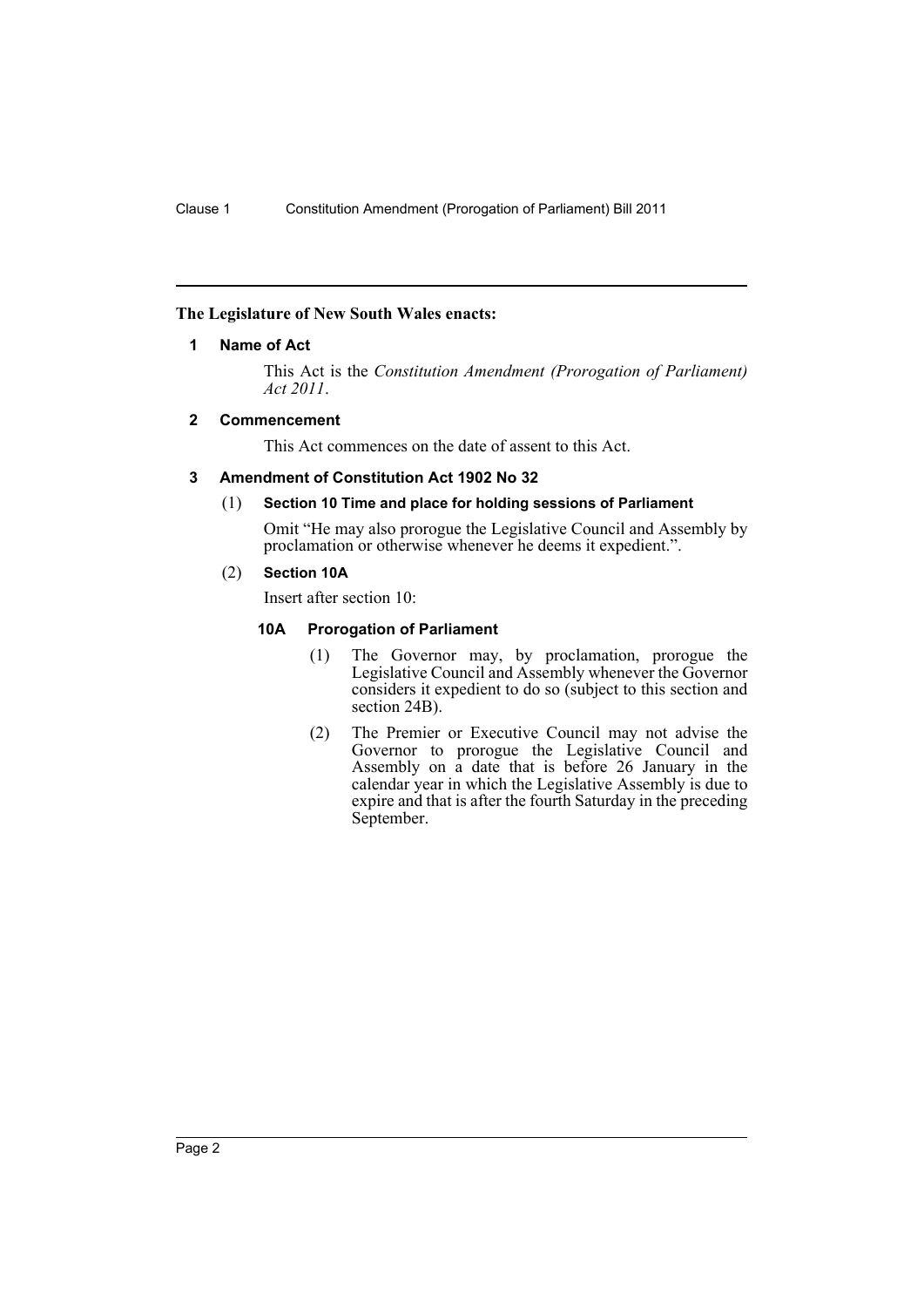**The Legislature of New South Wales enacts:**

## 1 Name of Act

This Act is the *Constitution Amendment (Prorogation of Parliament) Act 2011*.

## 2 Commencement

This Act commences on the date of assent to this Act.

## 3 Amendment of Constitution Act 1902 No 32

### (1) Section 10 Time and place for holding sessions of Parliament

Omit "He may also prorogue the Legislative Council and Assembly by proclamation or otherwise whenever he deems it expedient.".

### (2) Section 10A

Insert after section 10:

#### 10A Prorogation of Parliament

(1) The Governor may, by proclamation, prorogue the Legislative Council and Assembly whenever the Governor considers it expedient to do so (subject to this section and section 24B).

(2) The Premier or Executive Council may not advise the Governor to prorogue the Legislative Council and Assembly on a date that is before 26 January in the calendar year in which the Legislative Assembly is due to expire and that is after the fourth Saturday in the preceding September.